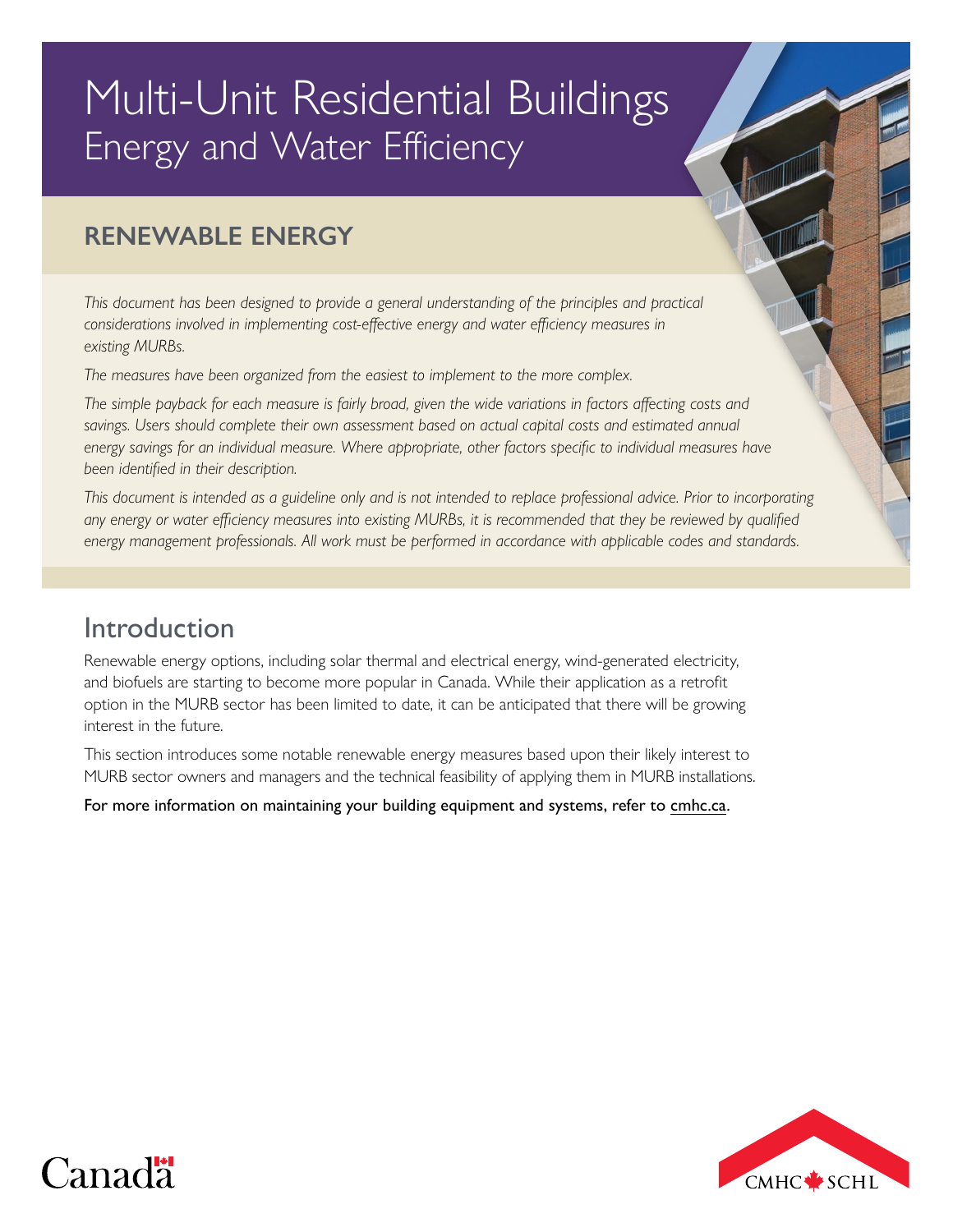# Multi-Unit Residential Buildings
## Energy and Water Efficiency

## RENEWABLE ENERGY

*This document has been designed to provide a general understanding of the principles and practical considerations involved in implementing cost-effective energy and water efficiency measures in existing MURBs.*

*The measures have been organized from the easiest to implement to the more complex.*

*The simple payback for each measure is fairly broad, given the wide variations in factors affecting costs and savings. Users should complete their own assessment based on actual capital costs and estimated annual energy savings for an individual measure. Where appropriate, other factors specific to individual measures have been identified in their description.*

*This document is intended as a guideline only and is not intended to replace professional advice. Prior to incorporating any energy or water efficiency measures into existing MURBs, it is recommended that they be reviewed by qualified energy management professionals. All work must be performed in accordance with applicable codes and standards.*

## Introduction

Renewable energy options, including solar thermal and electrical energy, wind-generated electricity, and biofuels are starting to become more popular in Canada. While their application as a retrofit option in the MURB sector has been limited to date, it can be anticipated that there will be growing interest in the future.

This section introduces some notable renewable energy measures based upon their likely interest to MURB sector owners and managers and the technical feasibility of applying them in MURB installations.

For more information on maintaining your building equipment and systems, refer to cmhc.ca.

Canada

CMHC SCHL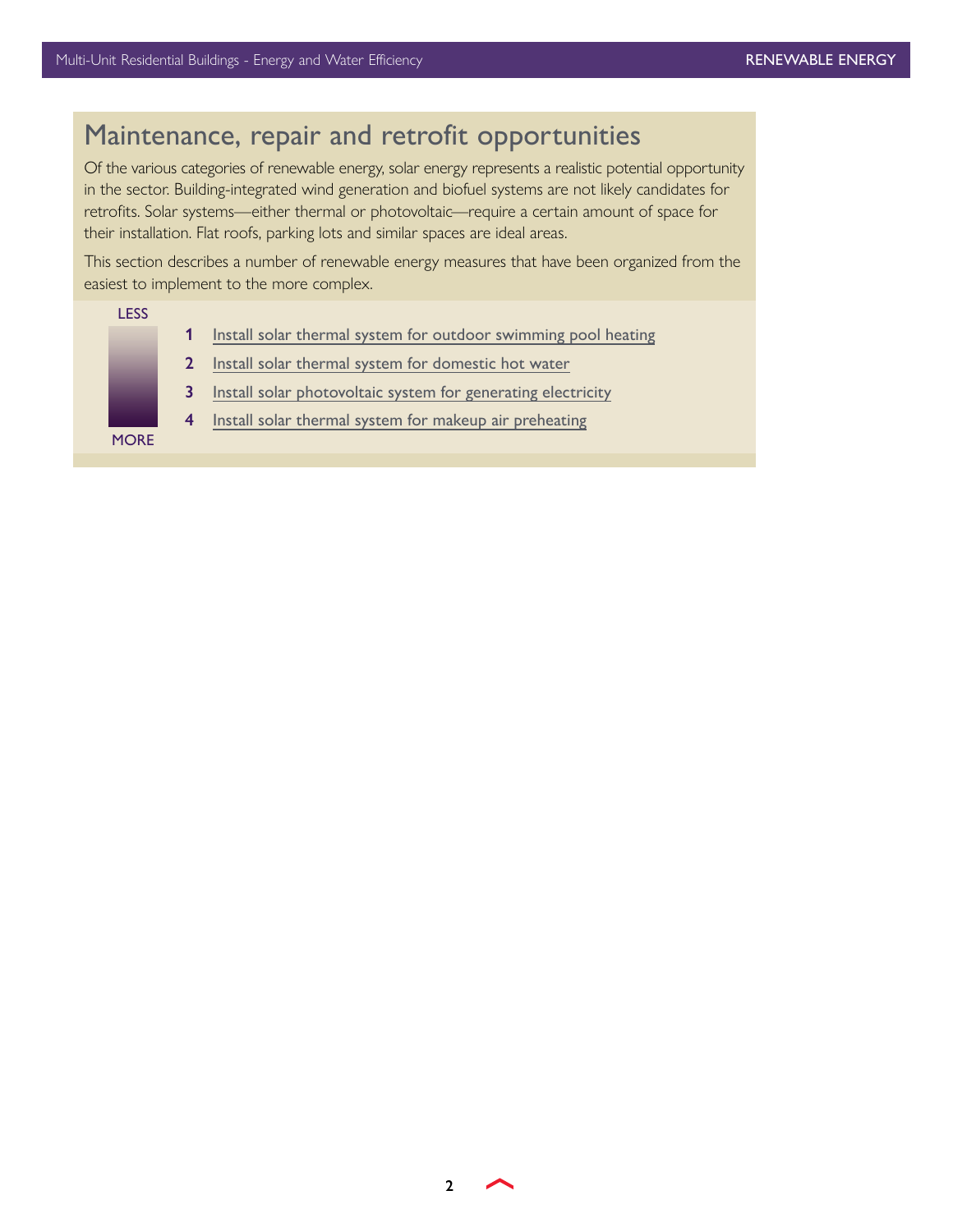## Maintenance, repair and retrofit opportunities

Of the various categories of renewable energy, solar energy represents a realistic potential opportunity in the sector. Building-integrated wind generation and biofuel systems are not likely candidates for retrofits. Solar systems—either thermal or photovoltaic—require a certain amount of space for their installation. Flat roofs, parking lots and similar spaces are ideal areas.

This section describes a number of renewable energy measures that have been organized from the easiest to implement to the more complex.

LESS

1. Install solar thermal system for outdoor swimming pool heating
2. Install solar thermal system for domestic hot water
3. Install solar photovoltaic system for generating electricity
4. Install solar thermal system for makeup air preheating

MORE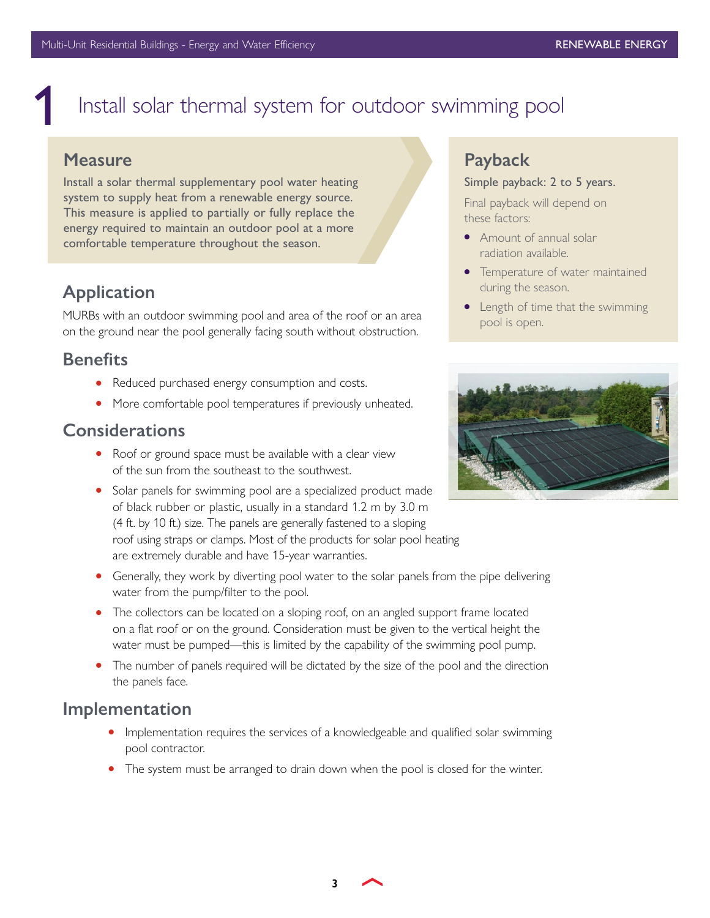# 1 Install solar thermal system for outdoor swimming pool

## Measure

Install a solar thermal supplementary pool water heating system to supply heat from a renewable energy source. This measure is applied to partially or fully replace the energy required to maintain an outdoor pool at a more comfortable temperature throughout the season.

## Payback

Simple payback: 2 to 5 years.

Final payback will depend on these factors:

- Amount of annual solar radiation available.
- Temperature of water maintained during the season.
- Length of time that the swimming pool is open.

## Application

MURBs with an outdoor swimming pool and area of the roof or an area on the ground near the pool generally facing south without obstruction.

## Benefits

- Reduced purchased energy consumption and costs.
- More comfortable pool temperatures if previously unheated.

## Considerations

- Roof or ground space must be available with a clear view of the sun from the southeast to the southwest.
- Solar panels for swimming pool are a specialized product made of black rubber or plastic, usually in a standard 1.2 m by 3.0 m (4 ft. by 10 ft.) size. The panels are generally fastened to a sloping roof using straps or clamps. Most of the products for solar pool heating are extremely durable and have 15-year warranties.
- Generally, they work by diverting pool water to the solar panels from the pipe delivering water from the pump/filter to the pool.
- The collectors can be located on a sloping roof, on an angled support frame located on a flat roof or on the ground. Consideration must be given to the vertical height the water must be pumped—this is limited by the capability of the swimming pool pump.
- The number of panels required will be dictated by the size of the pool and the direction the panels face.

## Implementation

- Implementation requires the services of a knowledgeable and qualified solar swimming pool contractor.
- The system must be arranged to drain down when the pool is closed for the winter.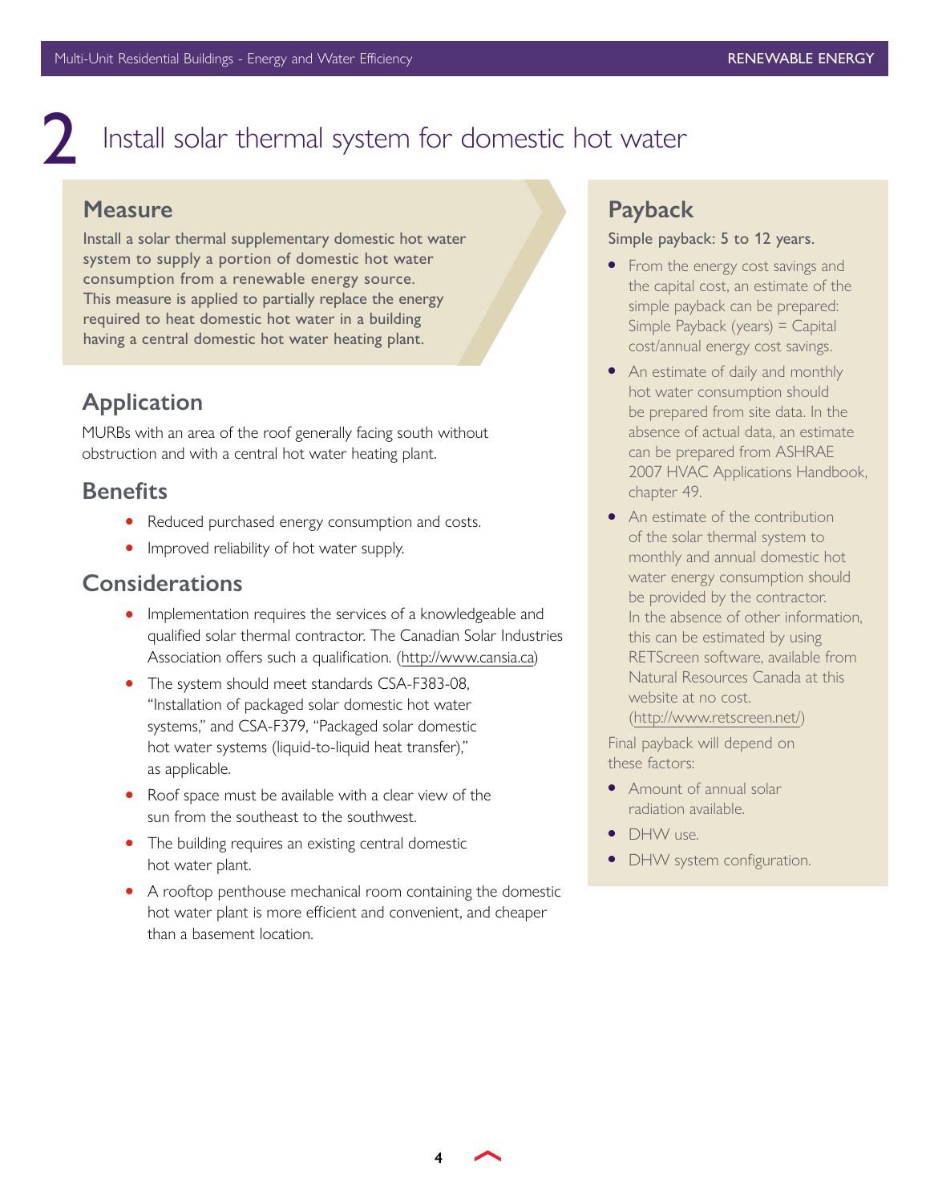# 2 Install solar thermal system for domestic hot water

## Measure

Install a solar thermal supplementary domestic hot water system to supply a portion of domestic hot water consumption from a renewable energy source. This measure is applied to partially replace the energy required to heat domestic hot water in a building having a central domestic hot water heating plant.

## Application

MURBs with an area of the roof generally facing south without obstruction and with a central hot water heating plant.

## Benefits

- Reduced purchased energy consumption and costs.
- Improved reliability of hot water supply.

## Considerations

- Implementation requires the services of a knowledgeable and qualified solar thermal contractor. The Canadian Solar Industries Association offers such a qualification. (http://www.cansia.ca)
- The system should meet standards CSA-F383-08, "Installation of packaged solar domestic hot water systems," and CSA-F379, "Packaged solar domestic hot water systems (liquid-to-liquid heat transfer)," as applicable.
- Roof space must be available with a clear view of the sun from the southeast to the southwest.
- The building requires an existing central domestic hot water plant.
- A rooftop penthouse mechanical room containing the domestic hot water plant is more efficient and convenient, and cheaper than a basement location.

## Payback

Simple payback: 5 to 12 years.

- From the energy cost savings and the capital cost, an estimate of the simple payback can be prepared: Simple Payback (years) = Capital cost/annual energy cost savings.
- An estimate of daily and monthly hot water consumption should be prepared from site data. In the absence of actual data, an estimate can be prepared from ASHRAE 2007 HVAC Applications Handbook, chapter 49.
- An estimate of the contribution of the solar thermal system to monthly and annual domestic hot water energy consumption should be provided by the contractor. In the absence of other information, this can be estimated by using RETScreen software, available from Natural Resources Canada at this website at no cost. (http://www.retscreen.net/)

Final payback will depend on these factors:

- Amount of annual solar radiation available.
- DHW use.
- DHW system configuration.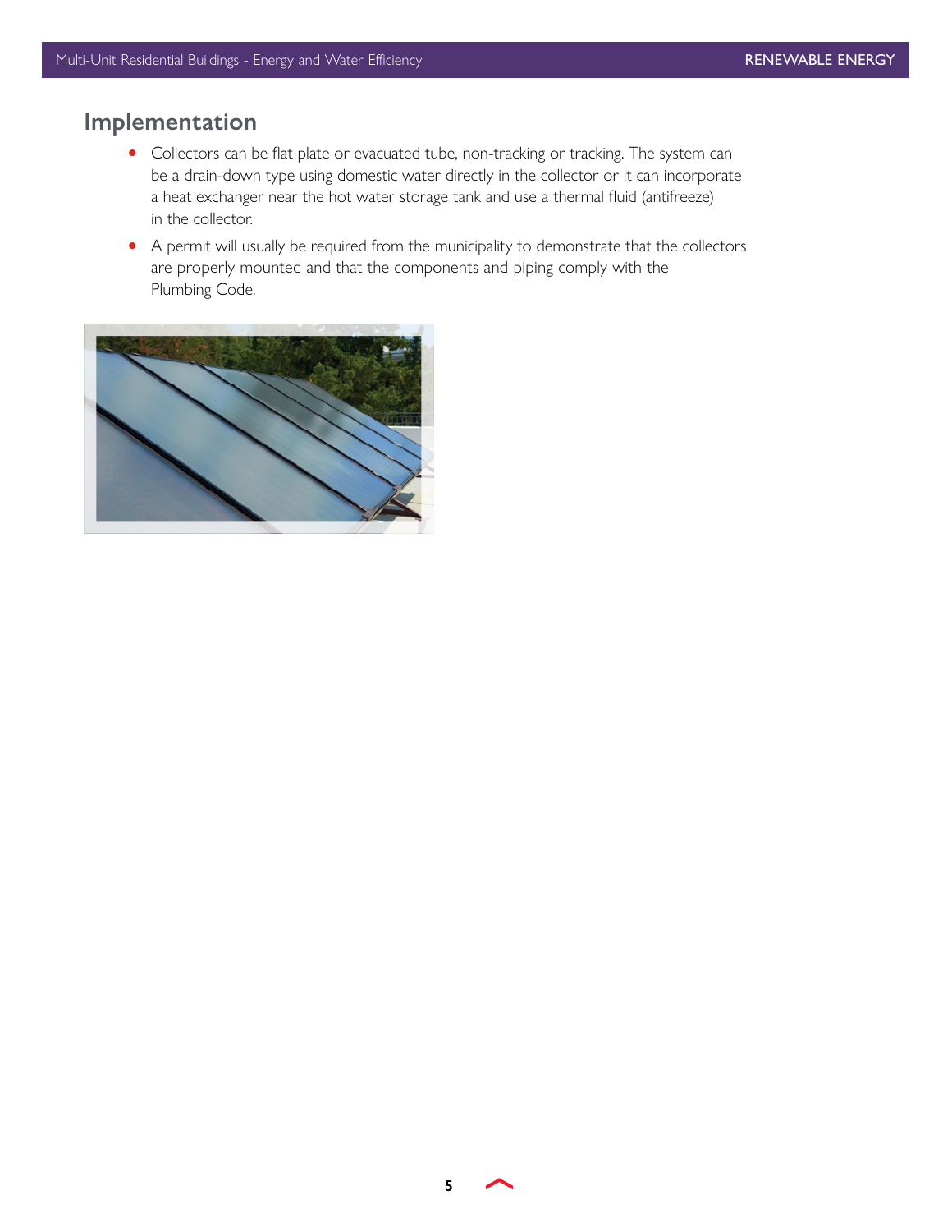## Implementation

- Collectors can be flat plate or evacuated tube, non-tracking or tracking. The system can be a drain-down type using domestic water directly in the collector or it can incorporate a heat exchanger near the hot water storage tank and use a thermal fluid (antifreeze) in the collector.
- A permit will usually be required from the municipality to demonstrate that the collectors are properly mounted and that the components and piping comply with the Plumbing Code.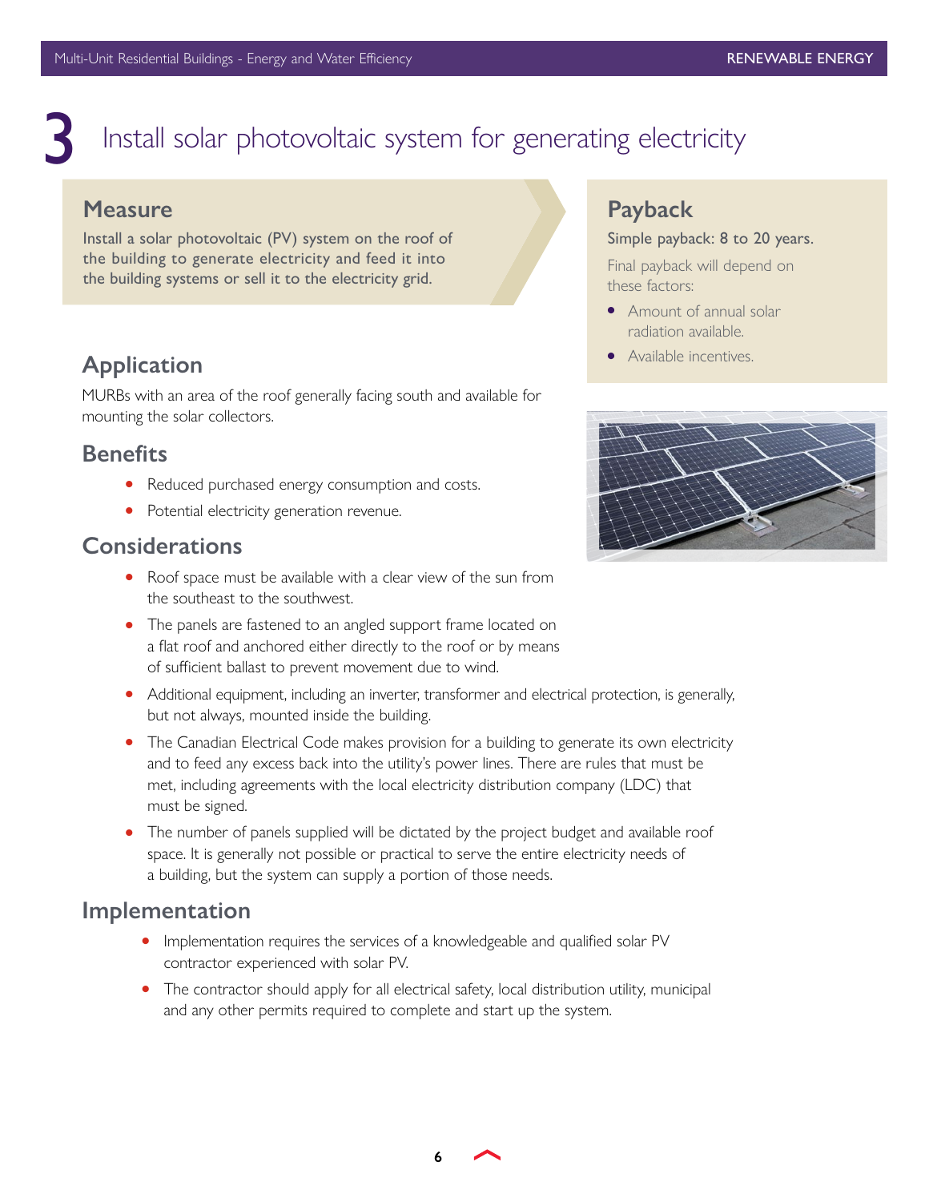# 3 Install solar photovoltaic system for generating electricity

## Measure

Install a solar photovoltaic (PV) system on the roof of the building to generate electricity and feed it into the building systems or sell it to the electricity grid.

## Payback

Simple payback: 8 to 20 years.

Final payback will depend on these factors:

- Amount of annual solar radiation available.
- Available incentives.

## Application

MURBs with an area of the roof generally facing south and available for mounting the solar collectors.

## Benefits

- Reduced purchased energy consumption and costs.
- Potential electricity generation revenue.

## Considerations

- Roof space must be available with a clear view of the sun from the southeast to the southwest.
- The panels are fastened to an angled support frame located on a flat roof and anchored either directly to the roof or by means of sufficient ballast to prevent movement due to wind.
- Additional equipment, including an inverter, transformer and electrical protection, is generally, but not always, mounted inside the building.
- The Canadian Electrical Code makes provision for a building to generate its own electricity and to feed any excess back into the utility's power lines. There are rules that must be met, including agreements with the local electricity distribution company (LDC) that must be signed.
- The number of panels supplied will be dictated by the project budget and available roof space. It is generally not possible or practical to serve the entire electricity needs of a building, but the system can supply a portion of those needs.

## Implementation

- Implementation requires the services of a knowledgeable and qualified solar PV contractor experienced with solar PV.
- The contractor should apply for all electrical safety, local distribution utility, municipal and any other permits required to complete and start up the system.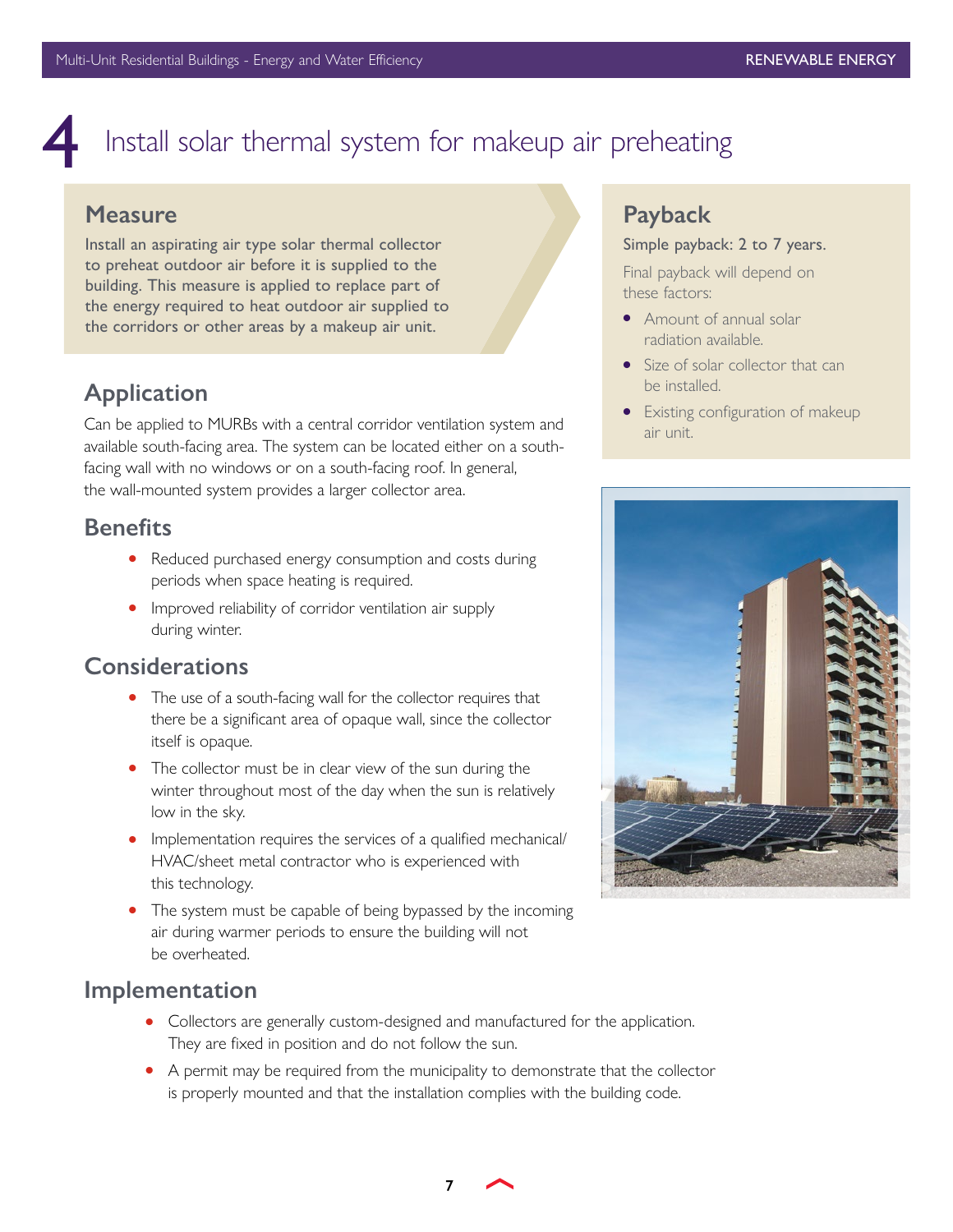# 4 Install solar thermal system for makeup air preheating

## Measure

Install an aspirating air type solar thermal collector to preheat outdoor air before it is supplied to the building. This measure is applied to replace part of the energy required to heat outdoor air supplied to the corridors or other areas by a makeup air unit.

## Application

Can be applied to MURBs with a central corridor ventilation system and available south-facing area. The system can be located either on a south-facing wall with no windows or on a south-facing roof. In general, the wall-mounted system provides a larger collector area.

## Benefits

- Reduced purchased energy consumption and costs during periods when space heating is required.
- Improved reliability of corridor ventilation air supply during winter.

## Considerations

- The use of a south-facing wall for the collector requires that there be a significant area of opaque wall, since the collector itself is opaque.
- The collector must be in clear view of the sun during the winter throughout most of the day when the sun is relatively low in the sky.
- Implementation requires the services of a qualified mechanical/HVAC/sheet metal contractor who is experienced with this technology.
- The system must be capable of being bypassed by the incoming air during warmer periods to ensure the building will not be overheated.

## Implementation

- Collectors are generally custom-designed and manufactured for the application. They are fixed in position and do not follow the sun.
- A permit may be required from the municipality to demonstrate that the collector is properly mounted and that the installation complies with the building code.

## Payback

Simple payback: 2 to 7 years.

Final payback will depend on these factors:

- Amount of annual solar radiation available.
- Size of solar collector that can be installed.
- Existing configuration of makeup air unit.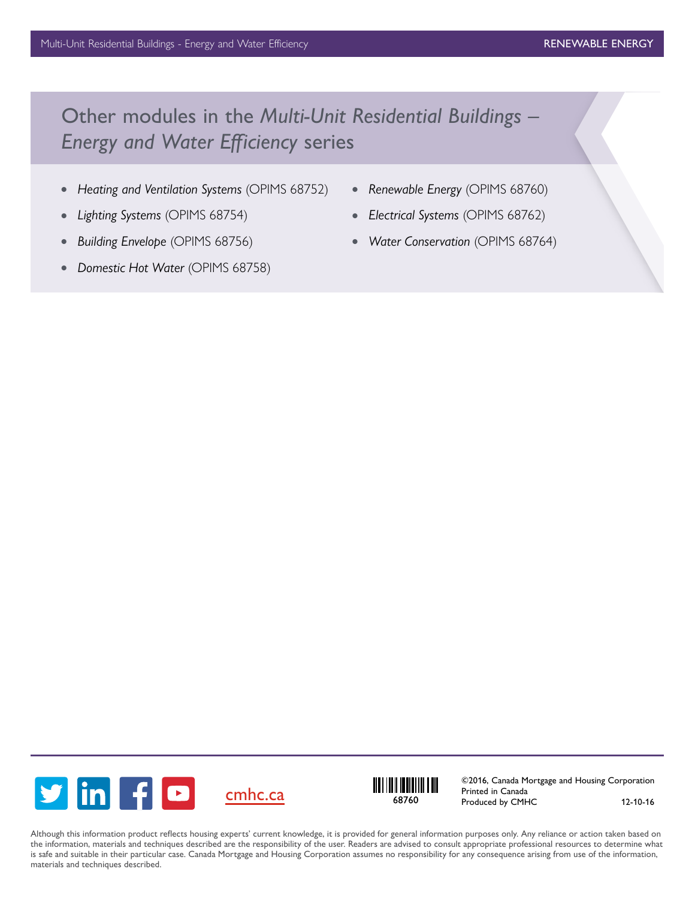## Other modules in the *Multi-Unit Residential Buildings – Energy and Water Efficiency* series

- *Heating and Ventilation Systems* (OPIMS 68752)
- *Lighting Systems* (OPIMS 68754)
- *Building Envelope* (OPIMS 68756)
- *Domestic Hot Water* (OPIMS 68758)
- *Renewable Energy* (OPIMS 68760)
- *Electrical Systems* (OPIMS 68762)
- *Water Conservation* (OPIMS 68764)

cmhc.ca

68760

©2016, Canada Mortgage and Housing Corporation
Printed in Canada
Produced by CMHC

12-10-16

Although this information product reflects housing experts' current knowledge, it is provided for general information purposes only. Any reliance or action taken based on the information, materials and techniques described are the responsibility of the user. Readers are advised to consult appropriate professional resources to determine what is safe and suitable in their particular case. Canada Mortgage and Housing Corporation assumes no responsibility for any consequence arising from use of the information, materials and techniques described.